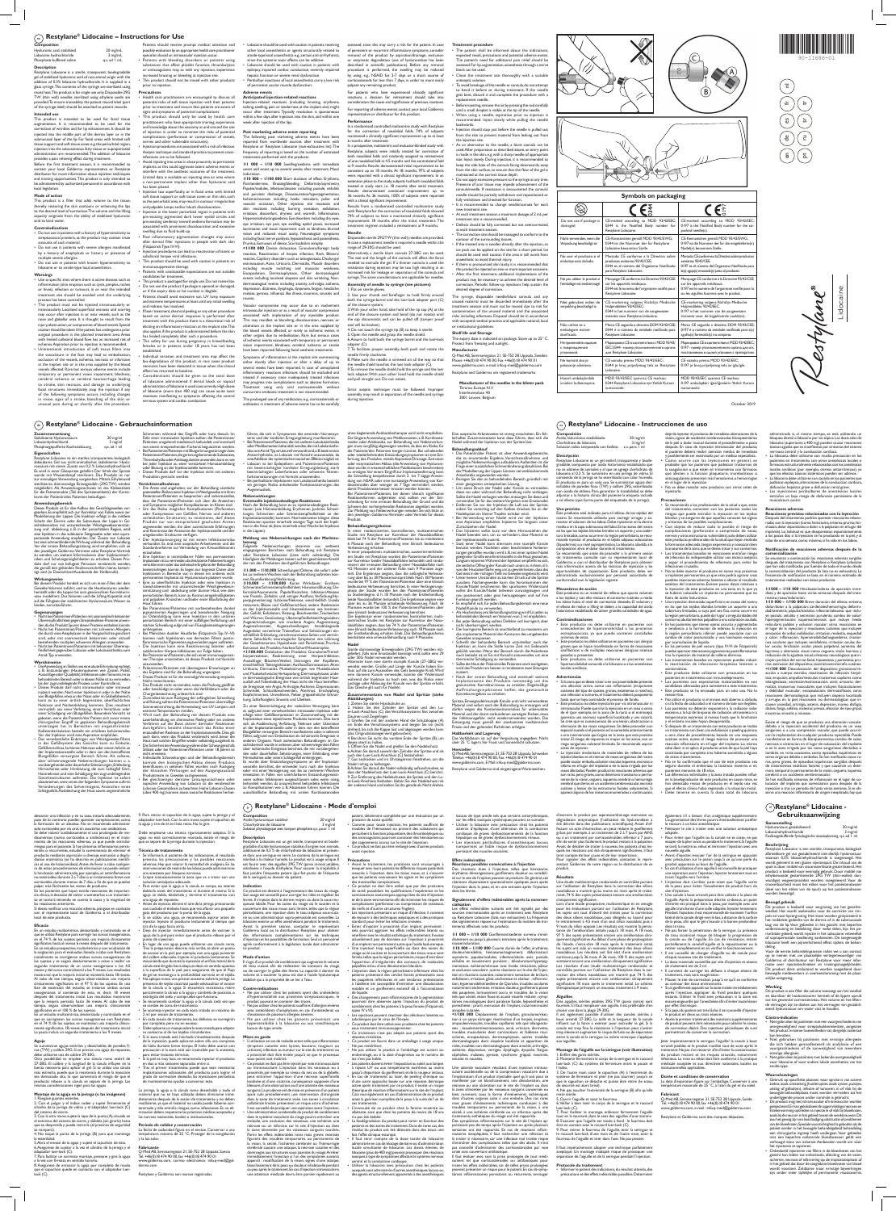# Restylane® Lidocaine – Instructions for Use

## Composition

| | | |
|---|---|---|
| Hyaluronic acid, stabilized | 20 mg/mL | |
| Lidocaine hydrochloride | 3 mg/mL | |
| Phosphate buffered saline | q.s. ad 1 mL | |

## Description

Restylane Lidocaine is a sterile, transparent, biodegradable gel of stabilized hyaluronic acid of non-animal origin with the addition of 0.3% lidocaine hydrochloride. It is supplied in a glass syringe. The contents of the syringe are sterilized using moist heat. This product is for single use only. Disposable 29G TW (thin wall) needles, sterilized using ethylene oxide are provided. To ensure traceability the patient record label (part of the syringe label) should be attached to patient records.

## Intended use

The product is intended to be used for facial tissue augmentation. It is recommended to be used for the correction of wrinkles and for lip enhancement. It should be injected into the middle part of the dermis layer or in the submucosal layer of the lip. For facial areas with limited soft tissue support and soft tissue cover, e.g. the periorbital region, injection into the subcutaneous fatty tissue or supraperiosteal administration are recommended. The addition of lidocaine provides a pain relieving effect during treatment.

Before the first treatment session, it is recommended to contact your local Galderma representative or Restylane distributor for more information about injection techniques and training opportunities. This product is only intended to be administered by authorized personnel in accordance with local legislation.

## Mode of action

This product is a filler that adds volume to the tissue, thereby restoring the skin contours or enhancing the lips to the desired level of correction. The volume and the lifting capacity originate from the ability of stabilized hyaluronic acid to bind water.

## Contraindications

- Do not use in patients with a history of hypersensitivity to streptococcal proteins, as the product may contain trace amounts of such material.
- Do not use in patients with severe allergies manifested by a history of anaphylaxis or history or presence of multiple severe allergies.
- Do not use in patients with known hypersensitivity to lidocaine or to amide-type local anaesthetics.

## Warnings

- Use at specific sites where there is active disease, such as inflammation (skin eruption such as cysts, pimples, rashes or hives), infection or tumours, in or near the intended treatment site should be avoided until the underlying process has been controlled.
- This product must not be injected intravascularly or intramuscularly. Localized superficial necrosis and scarring may occur after injection in or near vessels, such as the nose and glabellar area. It is thought to result from the injury, obstruction, or compromise of blood vessels. Special caution should be taken if the patient has undergone a prior surgical procedure in the planned treatment area. Areas with limited collateral blood flow are at increased risk of ischemia. Aspiration prior to injection is recommended.
- Unintentional intravascular introduction of soft tissue fillers into the vasculature in the face may lead to embolization, occlusion of the vessels, ischemia, necrosis or infarction at the implant site or in the area supplied by the blood vessels affected. Rare but serious adverse events include temporary or permanent vision impairment, blindness, cerebral ischemia or cerebral haemorrhage leading to stroke, skin necrosis, and damage to underlying facial structures. Immediately stop the injection if any of the following symptoms occurs, including changes in vision, signs of a stroke, blanching of the skin, or unusual pain during or shortly after the procedure. Patients should receive prompt medical attention and possibly evaluation by an appropriate health care practitioner specialist should an intravascular injection occur.
- Patients with bleeding disorders or patients using substances that affect platelet function, thrombolytics or anticoagulants may, as with any injection, experience increased bruising or bleeding at injection sites.
- This product should not be mixed with other products prior to injection.

## Precautions

- Health care practitioners are encouraged to discuss all potential risks of soft tissue injection with their patients prior to treatment and ensure that patients are aware of signs and symptoms of potential complications.
- This product should only be used by health care practitioners who have appropriate training, experience and knowledge about the anatomy at and around the site of injection in order to minimize the risks of potential complications (perforation or compression of vessels, nerves and other vulnerable structures).
- Injection procedures are associated with a risk of infection. Aseptic technique and standard practice to prevent cross-infections are to be followed.
- Avoid injecting into areas in close proximity to permanent implants, as this could aggravate latent adverse events or interfere with the aesthetic outcome of the treatment. Limited data is available on injecting into an area where a non-permanent implant other than hyaluronic acid has been injected.
- Injection too superficially or in facial areas with limited soft tissue support or soft tissue cover, or thin skin, such as the periorbital area, may result in contour irregularities and palpable lumps and/or bluish discolouration.
- Injection in the lower periorbital region in patients with pre-existing pronounced dark lower eyelid circles and pre-existing tendency toward oedema formation may be associated with prominent discolouration and excessive swelling due to fluid build-up.
- Post inflammatory pigmentation changes may occur after dermal filler injections in people with dark skin (Fitzpatrick type IV–VI).
- Injection procedures can lead to reactivation of latent or subclinical herpes viral infections.
- This product should be used with caution in patients on immunosuppressive therapy.
- Patients with unattainable expectations are not suitable candidates for treatment.
- This product is packaged for single use. Do not resterilize.
- Do not use the product if package is opened or damaged, or if the expiry date or lot number is illegible.
- Patients should avoid excessive sun, UV lamp exposure and extreme temperatures at least until any initial swelling and redness has resolved.
- If laser treatment, chemical peeling or any other procedure based on active dermal response is performed after treatment with this product there is a theoretical risk of eliciting an inflammatory reaction at the implant site. This also applies if the product is administered before the skin has healed completely after such a procedure.
- The safety for use during pregnancy, in breastfeeding females or in patients under 18 years has not been established.
- Individual variation and treatment area may affect the bio-degradation of this product and on rare occasions, product remnants have been detected in tissue when the clinical effect has returned to baseline.
- Consideration should be given to the total dose of lidocaine administered if dental block or topical administration of lidocaine is used concurrently. High doses of lidocaine (more than 400 mg) can cause acute toxic reactions manifesting as symptoms affecting the central nervous system and cardiac conduction.
- Lidocaine should be used with caution in patients receiving other local anaesthetics or agents structurally related to amide-type local anaesthetics e.g. certain anti-arrhythmics, since the systemic toxic effects can be additive.
- Lidocaine should be used with caution in patients with epilepsy, impaired cardiac conduction, severely impaired hepatic function or severe renal dysfunction.
- Particular occurrence of local anaesthetics carry a low risk of persistent ocular muscle dysfunction.

## Adverse events

### Anticipated injection-related reactions

Injection-related reactions (including bruising, erythema, itching, swelling, pain or tenderness at the implant site) might occur after treatment. Typically resolution is spontaneous within a few days after injection into the skin, and within one week after injection of the lips.

### Post marketing adverse event reporting

The following post marketing adverse events have been reported from worldwide sources after treatment with Restylane products. This information is based on the reported frequency of reporting based on the number of estimated treatments performed with the products.

**1/1 000 – 1/10 000** Swelling/oedema, with immediate onset or onset up to several weeks after treatment; Mass/induration.

**<1/10 000** Other: Hypersensitivity; Granuloma; Bruising (not specified); Erythema; Pain/tenderness; Discolouration; Inflammation; Infection/abscess including pustule, cellulitis and purulent discharge; Discolouration/hyperpigmentation; Ischemia/necrosis; Papules/nodules; Pruritus; Rash; Vascular occlusion; Paraesthesia; Skin hypersensitivity; Eye disorders including eye pain, vision disturbances or impaired vision, and blindness; Burning sensation; Dizziness; Scar; Skin reactions; Itching. Other reactions reported: Lack of effect, Implant migration, telangiectasia, malaise including fever, influenza-like symptoms, and headache; Acneiform conditions; Angioedema; Dermatitis; Skin atrophy; Drug interaction; and Visual disturbances.

Vascular compromise may occur due to an inadvertent intravascular injection or as a result of vascular compression associated with implantation of any injectable product. This may manifest as blanching, discolouration, necrosis or ulceration at the implant site or in the area supplied by the blood vessels affected; or rarely as ischemic events in other organs due to embolisation. Rare but serious cases of ischemic events associated with temporary or permanent vision impairment, blindness, cerebral ischemia or cerebral haemorrhage leading to stroke have been reported following facial aesthetic treatments.

Symptoms of inflammation at the implant site commencing either shortly after injection or after a delay of up to several weeks have been reported. In case of unexplained inflammatory reactions, infections should be excluded and treated if necessary since inadequately treated infections may progress into complications such as abscess formation. Treatment using only oral corticosteroids without concurrent antibiotic treatment is not recommended.

The prolonged use of any medication, e.g. corticosteroids or antibiotics in treatment of adverse events has to be carefully assessed, since this may carry a risk for the patient. In case of persistent or recurrent inflammatory symptoms, consider removal of the product by aspiration/drainage, extrusion or enzymatic degradation (use of hyaluronidase has been described in scientific publications). Before any removal procedure is performed, the swelling may be reduced by using, e.g., NSAID for 2–7 days or a short course of corticosteroids for less than 7 days, in order to more easily palpate any remaining product.

For patients who have experienced clinically significant reactions, a decision for retreatment should take into consideration the cause and significance of previous reactions. For reporting adverse events contact your local Galderma representative or distributor for this product.

## Performance

In a randomized controlled multicenter study with Restylane for the correction of nasolabial folds, 74% of subjects maintained a clinically significant improvement up to at least 6 months after treatment.

In a prospective multicenter and evaluator-blinded study with Restylane, subjects were initially treated for correction of both nasolabial folds, and randomly assigned to retreatment of one nasolabial fold at 4.5 months and the contralateral fold at 9 months. Results demonstrated mild improvement was consistent up to 18 months. At 18 months, 97% of subjects were improved with a clinical significant improvement. In an extension phase to the study, subjects had both nasolabial folds treated at study start, i.e. 18 months after initial treatment, and results showed sustained correction for up to 36 months. At 36 months, 100% of subjects were reported with a clinical significant improvement.

Results from a randomized controlled multicenter study with Restylane for the correction of nasolabial folds showed 74% of subjects to have a maintained clinically significant improvement 18 months after the initial treatment. This treatment regimen included a retreatment at 9 months.

## Needle

Disposable sterile 29G TW (thin wall) needles are provided. Please follow the local guidelines and discard safely in the appropriate sharps container.

Alternatively, a sterile blunt cannula 27-28G can be used. The size and the length of the cannula will affect the force needed to extrude the gel. If a thinner cannula is used the resistance during injection may be too high resulting in an increased risk for leakage or separation of the cannula and syringe. The same considerations are applicable for needles.

## Assembly of needle to syringe (see pictures)

1. Put on sterile gloves.
2. Use your thumb and forefinger to hold firmly around both the syringe barrel and the luer-lock adapter (part (C) of the drawing).
3. With your other hand take hold of the tip cap (A) at the end of the closure system and bend (do not rotate) until the cap disconnects and can be pulled off (tamper proof seal will be broken).
4. Do not touch the syringe tip (B) to keep it sterile.
5. Open the needle and grasp the needle shield.
6. Assure to hold both the syringe barrel and the luer-lock adapter (C).
7. To facilitate proper assembly, both push and rotate the needle firmly clockwise.
8. Make sure the needle is screwed on all the way so that the needle shield touches the luer-lock adapter (C).
9. To remove the needle shield hold the syringe and the luer-lock adapter. With your other hand hold the needle shield and pull straight out. Do not rotate.

Strict aseptic technique must be followed. Improper assembly may result in separation of the needle and syringe during injection.

## Treatment procedure

- The patient shall be informed about the indications, expected result, precautions and potential adverse events.
- The patient's need for additional pain relief should be assessed. Prior to augmentation anaesthesia (e.g. nerve block) can be used.
- Clean the treatment site thoroughly with a suitable antiseptic solution.
- To avoid breakage of the needle or cannula, do not attempt to bend it before or during treatment. If the needle gets bent, discard it and complete the procedure with a replacement needle.
- Before injecting, remove the air by pressing the rod carefully until a small droplet is visible at the tip of the needle.
- When using a needle, aspiration prior to injection is recommended. Inject slowly while pulling the needle backwards.
- Injection should stop just before the needle is pulled out from the skin to prevent material from leaking out from the injection site.
- As an alternative to the needle, a blunt cannula can be used. After preparation as described above, an entry point is made in the skin, e.g. with a sharp needle of appropriate size. Inject slowly. During injection, it is recommended to keep the side hole of the cannula facing downwards, away from the skin surface, to ensure that the flow of the gel is maintained at the correct tissue depth.
- Avoid using excessive pressure to the syringe at any time. Presence of scar tissue may impede advancement of the cannula/needle. If resistance is encountered the cannula/needle should be partially withdrawn and repositioned or fully withdrawn and checked for function.
- It is recommended to change needle/cannula for each new treatment site.
- Correct the volume deficit to the desired level of correction at each treatment session. Do not overcorrect.
- Defects should be fully corrected, but not overcorrected, at each treatment session.
- The correction site should be massaged to conform to the contour of the surrounding tissues.
- If the treated area is swollen directly after the injection, an ice pack can be applied on the site for a short period. Ice should be used with caution if the area is still numb from the anaesthetic to avoid thermal injury.
- If there is pronounced skin laxity it is recommended that the treatment take place in two or more separate sessions.
- After the first treatment, additional implantations of the product may be necessary to achieve the desired level of correction. Periodic follow-up injections help sustain the desired degree of correction.

The syringe, disposable needle/blunt cannula and any unused material must be discarded immediately after the treatment session and must not be reused due to risk for contamination of the unused material and the associated risks including infections. Disposal should be in accordance with accepted medical practice and applicable national, local or institutional guidelines.

## Shelf life and Storage

The expiry date is indicated on package. Store up to 25°C. Protect from freezing and sunlight.

## Manufacturer

Q-Med AB, Seminariegatan 21, SE-752 28 Uppsala, Sweden
www.q-med.se, Tel. +46 (0)18 474 90 00, Fax +46 (0)18 474 90 01
www.galderma.com, e-mail: info.q-med@galderma.com

Restylane and Galderma are registered trademarks.

**Manufacturer of the needles in the blister pack**
Terumo Europe N.V.
Interleuvenlaan 40
3001 Leuven, Belgium

## Symbols on packaging

| | | |
|---|---|---|
| Do not use if package is damaged | CE-marked according to MDD 93/42/EEC, 0197 is the Notified Body number for Restylane Lidocaine. | CE-marked according to MDD 93/42/EEC, 0197 is the Notified Body number for the packed needle(s). |
| Nicht verwenden, wenn die Verpackung beschädigt ist | CE-Kennzeichnung gemäß MDD 93/42/EWG, 0344 ist die Nummer der für Restylane Lidocaine benannten Stelle. | CE-Kennzeichnung gemäß MDD 93/42/EWG, 0197 ist die Nummer der für die eingepackte(n) Nadel(n) benannten Stelle. |
| Ne pas utiliser si l'emballage est endommagé | Marquage CE conformément à la Directive 93/42/CEE, 0344 est le numéro de l'Organisme notifié pour Restylane Lidocaine. | Marquage CE conformément à la Directive 93/42/CEE, 0197 est le numéro de l'Organisme notifié pour la(les) aiguille(s) emballée(s). |
| No usar si el envase está dañado | Marcado CE conforme a la Directiva sobre productos sanitarios 93/42/CEE, 0344 es el número del Organismo Notificado para Restylane Lidocaine. | Marcado CE conforme a la Directiva sobre productos sanitarios 93/42/CEE, 0197 es el número del Organismo Notificado para la(s) aguja(s) envasada(s) en el envase. |
| Niet gebruiken indien de verpakking beschadigd is | CE-markering volgens Richtlijn Medische Hulpmiddelen 93/42/EEG, 0344 is het nummer van de aangemelde instantie voor Restylane Lidocaine. | CE-markering volgens Richtlijn Medische Hulpmiddelen 93/42/EEG, 0197 is het nummer van de aangemelde instantie voor de verpakte naald(en). |
| Não utilizar se a embalagem estiver danificada | Marca CE segundo a directiva DDM 93/42/CEE, 0344 é o número do entidade notificada para Restylane Lidocaine. | Marca CE segundo a directiva DDM 93/42/CEE, 0197 é o número da entidade notificada para a(s) agulha(s) fornecida(s) na embalagem. |
| Не применять при повреждении упаковки | Маркировка CE в соответствии с MDD 93/42/EEC, 0344 – номер уполномоченного органа для Restylane Lidocaine. | Маркировка CE в соответствии с MDD 93/42/EEC, 0197 – номер уполномоченного органа для игл, поставляемых в данной упаковке. |
| Nie używać jeśli opakowanie jest uszkodzone | Oznakowanie CE zgodnie z dyrektywą MDD 93/42/EWG, 0344 to numer jednostki notyfikowanej dla Restylane Lidocaine. | Oznakowanie CE zgodnie z dyrektywą MDD 93/42/EWG, 0197 to numer jednostki notyfikowanej dla dołączonych igieł. |
| Hasarlı ambalajdaki ürünleri kullanmayın | CE işareti MDD 93/42/EEC uyarınca, 0344 Restylane Lidocaine için Yetkili Kurum numarasıdır. | CE işareti MDD 93/42/EEC uyarınca, 0197 ambalajdaki iğne(ler) için Yetkili Kurum numarasıdır. |

October 2019

Restylane® Lidocaine

90-11686-01

# Restylane® Lidocaine – Gebrauchsinformation

## Zusammensetzung

| | |
|---|---|
| Stabilisierte Hyaluronsäure | 20 mg/ml |
| Lidocainhydrochlorid | 3 mg/ml |
| Phosphatgepufferte Kochsalzlösung | q.s. ad 1 ml |

## Eigenschaften

Restylane Lidocaine ist ein steriles, transparentes, biologisch abbaubares Gel aus stabilisierter Hyaluronsäure nicht-tierischen Ursprungs mit einem Zusatz von 0,3 % Lidocainhydrochlorid. Es wird in einer Glasspritze geliefert. Der Inhalt der Spritze wurde mit Wasserdampf sterilisiert. Das Produkt ist nur zur einmaligen Verwendung bestimmt. Dünnwandige Einwegkanülen der Größe 29G (TW), die mit Ethylenoxid sterilisiert wurden, sind beigefügt. Um die Rückverfolgbarkeit sicherzustellen, ist das Patientenetikett (Teil des Spritzenetiketts) an den Patientenunterlagen anzubringen.

## Anwendungsbereich

Dieses Produkt ist für den Aufbau des Gesichtsgewebes vorgesehen. Es empfiehlt sich zur Korrektur von Falten sowie zur Modellierung der Lippen. Die Injektion erfolgt in die mittlere Schicht der Dermis oder die Submukosa der Lippe. In Gesichtsbereichen mit geringer Stütze durch Weichgewebe und einer dünnen Weichgewebsschicht, wie z. B. der Periorbitalregion, empfiehlt sich eine Injektion in das subkutane Fettgewebe oder eine supraperiostale Anwendung. Der Zusatz von Lidocain hat eine schmerzlindernde Wirkung während der Behandlung.

Vor der ersten Behandlung empfiehlt es sich, für weitere Informationen über Injektionstechniken und Schulungsmöglichkeiten den örtlichen Galderma-Vertreter oder Restylane-Vertriebshändler zu kontaktieren. Dieses Produkt darf nur von befugtem Personal gemäß den geltenden Rechtsvorschriften angewendet werden.

## Wirkungsweise

Bei diesem Produkt handelt es sich um einen Filler, der dem Gewebe Volumen hinzufügt und so die Hautkonturen wiederherstellt oder die Lippen bis zum gewünschten Korrekturniveau modelliert. Das Volumen und die Liftingkapazität ergeben sich aus der Fähigkeit der stabilisierten Hyaluronsäure, Wasser zu binden.

## Gegenanzeigen

- Nicht bei Patienten mit bekannter Überempfindlichkeit gegen Streptokokkenproteine anwenden, da das Produkt Spuren dieser Proteine enthalten kann.
- Nicht bei Patienten mit schweren Allergien, die sich in einer Anaphylaxie in der Vorgeschichte oder mehreren schweren Allergien äußern, anwenden.
- Nicht bei Patienten mit bekannter Überempfindlichkeit gegen Lidocain oder Lokalanästhetika vom Amid-Typ anwenden.

## Warnhinweise

- Die Anwendung an Stellen mit einer akuten Erkrankung, wie z. B. Entzündungen (Hautausschläge wie Zysten, Pickel, Ausschläge oder Quaddeln), Infektionen oder Tumoren im oder nahe dem vorgesehenen Behandlungsbereich ist zu vermeiden, bis der zugrunde liegende Prozess unter Kontrolle ist.
- Dieses Produkt darf nicht intravasal oder intramuskulär injiziert werden. Nach einer Injektion in oder in der Nähe von Blutgefäßen, etwa im Nasen- oder im Glabellabereich, kann es zu lokalen, oberflächlichen Nekrosen und Narbenbildung kommen. Dies wird vermutlich durch eine Verletzung, einen Verschluss oder eine Schädigung von Blutgefäßen verursacht. Besondere Vorsicht ist geboten, wenn sich der Patient im vorgesehenen Behandlungsbereich zuvor einem chirurgischen Eingriff unterzogen hat. In Bereichen mit eingeschränkter Kollateraldurchblutung besteht ein erhöhtes Ischämierisiko. Vor der Injektion wird eine Aspiration empfohlen.
- Die versehentliche Einbringung von Weichgewebe-Fillern in das Gefäßsystem im Gesicht kann zu einer Embolisation, Gefäßverschlüssen, Ischämien, Nekrosen oder einem Infarkt an der Injektionsstelle oder in dem von den betroffenen Blutgefäßen versorgten Bereich führen. Zu den seltenen, aber schwerwiegenden Nebenwirkungen zählen vorübergehende oder dauerhafte Sehstörungen, Erblindung, zerebrale Ischämie oder Hirnblutung, die zum Schlaganfall führt, Hautnekrose und eine Schädigung der zugrundeliegenden Gesichtsstrukturen. Die Injektion ist sofort abzubrechen, wenn eines der folgenden Symptome auftritt: Veränderungen des Sehvermögens, Anzeichen eines Schlaganfalls, Abblassen der Haut oder ungewöhnliche Schmerzen während oder kurz nach dem Eingriff. Im Fall einer intravasalen Injektion sollten Patienten umgehend ärztlich versorgt und ggf. von einem Facharzt untersucht werden.
- Bei Patienten mit Blutgerinnungsstörungen oder Patienten, die Substanzen einnehmen, die die Thrombozytenfunktion beeinflussen, Thrombolytika oder Antikoagulanzien kann es, wie bei jeder Injektion, zu verstärkten Blutergüssen oder Blutungen an der Injektionsstelle kommen.
- Dieses Produkt darf vor der Injektion nicht mit anderen Produkten gemischt werden.

## Vorsichtsmaßnahmen

- Die Ärzte sind angehalten, vor der Behandlung sämtliche potenziellen Risiken einer Injektion in Weichgewebe mit ihren Patienten zu besprechen und sicherzustellen, dass den Patienten Anzeichen und Symptome möglicher Komplikationen bekannt sind.
- Um das Risiko möglicher Komplikationen (Perforation oder Kompression von Gefäßen, Nerven und anderen empfindlichen Strukturen) zu minimieren, darf dieses Produkt nur von entsprechend geschulten Ärzten angewendet werden, die über ausreichende Erfahrung und Kenntnisse der Anatomie an der und rund um die Injektionsstelle verfügen.
- Bei Injektionen besteht ein Infektionsrisiko. Aseptische Techniken und die üblichen Verfahren zur Vermeidung von Kreuzinfektionen sind einzuhalten.
- Eine Injektion in unmittelbarer Nähe von permanenten Implantaten ist zu vermeiden, da hierdurch latente Nebenwirkungen verstärkt oder das ästhetische Ergebnis der Behandlung beeinträchtigt werden können. Es liegen nur begrenzte Daten zur Injektion in einen Bereich vor, in den ein nicht-permanentes Implantat außer Hyaluronsäure injiziert wurde.
- Eine zu oberflächliche Injektion oder eine Injektion in Gesichtsbereichen mit geringer Stütze durch Weichgewebe und einer dünnen Weichgewebsschicht oder dünner Haut, wie z. B. der Periorbitalregion, kann zu Konturunregelmäßigkeiten, tastbaren Knötchen und/oder bläulicher Verfärbung führen.
- Bei Patienten mit vorbestehenden, dunkel pigmentierten Augenringen und bestehender Neigung zur Ödembildung kann eine Injektion in den unteren periorbitalen Bereich zu deutlichen Verfärbungen und starker Schwellung aufgrund von Flüssigkeitsansammlungen führen.
- Bei Menschen mit dunkler Hautfarbe (Fitzpatrick-Typ IV–VI) können nach Injektionen von dermalen Fillern postinflammatorische Pigmentveränderungen auftreten.
- Injektionen können zur Reaktivierung latenter oder subklinischer Herpesvirus-Infektionen führen.
- Dieses Produkt ist bei Patienten unter immunsuppressiver Therapie mit Vorsicht anzuwenden.
- Patienten mit unrealistischen Erwartungen sind keine geeigneten Kandidaten für eine Behandlung.
- Dieses Produkt ist nur zur einmaligen Verwendung bestimmt. Nicht resterilisieren.
- Das Produkt nicht verwenden, wenn die Packung geöffnet oder beschädigt ist oder das Verfallsdatum oder die Chargenbezeichnung unleserlich sind.
- Zumindest bis zum Rückgang der anfänglichen Schwellung und Rötung sollten die Patienten übermäßige Sonneneinstrahlung, UV-Bestrahlung und extreme Temperaturen meiden.
- Wird nach der Behandlung mit diesem Produkt eine Laserbehandlung, ein chemisches Peeling oder ein anderes Verfahren auf der Basis aktiver dermaler Reaktionen durchgeführt, besteht theoretisch das Risiko einer entzündlichen Reaktion an der Implantatstelle. Dies gilt auch, wenn das Produkt angewendet wird, bevor die Haut nach einem derartigen Verfahren vollständig abgeheilt ist.
- Die Sicherheit in der Schwangerschaft, bei stillenden Frauen oder bei Patienten unter 18 Jahren ist nicht erwiesen.
- Individuelle Unterschiede und der Behandlungsbereich können den biologischen Abbau dieses Produkts beeinflussen. In seltenen Fällen wurden Produktreste im Gewebe nachgewiesen, als die klinische Wirkung bereits auf den Ausgangswert zurückgegangen war.
- Bei gleichzeitiger Anwendung einer Leitungsanästhesie oder topischen Anwendung von Lidocain ist die Gesamtdosis des verabreichten Lidocains zu berücksichtigen. Hohe Lidocaindosen (über 400 mg) können akute toxische Reaktionen hervorrufen, die sich als Symptome des zentralen Nervensystems und der kardialen Reizleitung äußern.
- Lidocain ist bei Patienten, die andere Lokalanästhetika oder mit Lokalanästhetika vom Amid-Typ strukturell verwandte Wirkstoffe erhalten (z. B. bestimmte Antiarrhythmika), mit Vorsicht anzuwenden, da sich die systemischen toxischen Wirkungen addieren können.
- Lidocain ist bei Patienten mit Epilepsie, eingeschränkter kardialer Reizleitung, stark eingeschränkter Leberfunktion oder schwerer Nierenfunktionsstörung mit Vorsicht anzuwenden.
- Intraokulare Injektionen von Lokalanästhetika bergen ein geringes Risiko einer anhaltenden Funktionsstörung der Augenmuskeln.

## Nebenwirkungen

### Erwartete injektionsbedingte Reaktionen

Nach der Behandlung kann es zu injektionsbedingten Reaktionen (wie Hämatombildung, Erythem, Juckreiz, Schwellung, Schmerzen oder Schmerzempfindlichkeit an der Implantatstelle) kommen. Normalerweise klingen diese Reaktionen spontan innerhalb weniger Tage nach der Injektion in die Haut und innerhalb einer Woche nach der Injektion in die Lippen ab.

### Meldung von Nebenwirkungen nach der Markteinführung

Folgende Nebenwirkungen wurden nach der Markteinführung weltweit nach Behandlung mit Restylane-Produkten gemeldet. Diese Informationen basieren auf der Häufigkeit der Meldungen bezogen auf die geschätzte Anzahl der mit den Produkten durchgeführten Behandlungen.

**1/1 000 – 1/10 000** Schwellung/Ödem, mit sofortigem Auftreten oder Auftreten bis zu mehreren Wochen nach der Behandlung; Masse/Verhärtung.

**<1/10 000** Überempfindlichkeit; Granulom; Hämatom; Erythem; Schmerzen/Schmerzempfindlichkeit; Verfärbung; Entzündung; Infektion/Abszess einschließlich Pustel, Zellulitis und eitriger Ausfluss; Verfärbung/Hyperpigmentierung; Ischämie/Nekrose; Papeln/Knötchen; Juckreiz; Ausschlag; Gefäßverschluss; Parästhesie; Hautüberempfindlichkeit; Augenerkrankungen einschließlich Augenschmerzen, Sehstörungen oder beeinträchtigtes Sehvermögen und Erblindung; Brennen; Schwindel; Narbe; Hautreaktionen. Weitere gemeldete Reaktionen: fehlende Wirkung, Implantatmigration, Teleangiektasie, Unwohlsein einschließlich Fieber, grippeähnliche Symptome und Kopfschmerzen; akneartige Erkrankungen; Angioödem; Dermatitis; Hautatrophie; Arzneimittelwechselwirkung und Sehstörungen.

Durch eine unbeabsichtigte intravasale Injektion oder infolge einer Gefäßkompression im Zusammenhang mit der Implantation eines injizierbaren Produkts kann es zu einer Beeinträchtigung der Gefäße kommen. Dies kann sich als Abblassen, Verfärbung, Nekrose oder Ulzeration an der Implantatstelle oder in dem von den betroffenen Blutgefäßen versorgten Bereich oder, in seltenen Fällen, als ischämisches Ereignis in anderen Organen aufgrund einer Embolisation äußern. Nach ästhetischen Behandlungen im Gesicht wurden seltene, aber schwerwiegende Fälle von ischämischen Ereignissen in Verbindung mit vorübergehenden oder dauerhaften Sehstörungen, Erblindung, zerebraler Ischämie oder Hirnblutung, die zum Schlaganfall führt, gemeldet.

Es wurden Entzündungssymptome an der Implantatstelle gemeldet, die entweder kurz nach der Injektion oder erst nach mehreren Wochen auftraten. Bei unerklärlichen Entzündungsreaktionen sollten Infektionen ausgeschlossen und ggf. behandelt werden, da unzureichend behandelte Infektionen zu Komplikationen wie z. B. Abszessbildung führen können. Eine Behandlung ausschließlich mit oralen Kortikosteroiden ohne gleichzeitige Antibiotikatherapie wird nicht empfohlen.

Die längerfristige Anwendung von Arzneimitteln, z. B. Kortikosteroiden oder Antibiotika, zur Behandlung von Nebenwirkungen ist sorgfältig abzuwägen, da dies ein Risiko für den Patienten darstellen kann. Bei anhaltenden oder wiederkehrenden Entzündungssymptomen ist eine Entfernung des Produkts durch Aspiration/Drainage, Extrusion oder enzymatischen Abbau in Betracht zu ziehen (die Anwendung von Hyaluronidase wurde in wissenschaftlichen Publikationen beschrieben). Vor der Entfernung kann die Schwellung z. B. durch die Anwendung von NSAR über 2–7 Tage oder einer kurzen Kortikosteroid-Behandlung über weniger als 7 Tage reduziert werden, um verbliebenes Produkt leichter ertasten zu können.

Bei Patienten mit klinisch relevanten Reaktionen sind bei der Entscheidung über eine erneute Behandlung die Ursache und Bedeutung der vorherigen Reaktionen zu berücksichtigen. Zur Meldung von Nebenwirkungen wenden Sie sich bitte an den zuständigen Galderma-Vertreter oder den Vertriebshändler dieses Produkts.

## Leistungsmerkmale

In einer randomisierten, kontrollierten, multizentrischen Studie mit Restylane zur Korrektur der Nasolabialfalten hielt bei 74 % der Patienten eine klinisch relevante Verbesserung bis mindestens 6 Monate nach der Behandlung an.

In einer prospektiven, multizentrischen, auswerterverblindeten Studie mit Restylane wurden die Patienten zunächst zur Korrektur beider Nasolabialfalten behandelt und nach dem Zufallsprinzip einer erneuten Behandlung einer Nasolabialfalte nach 4,5 Monaten und der kontralateralen Falte nach 9 Monaten zugeteilt. Die Ergebnisse zeigten eine anhaltende Verbesserung über bis zu 18 Monate. Nach 18 Monaten wiesen 97 % der Patienten eine klinisch relevante Verbesserung auf. In einer Verlängerungsphase der Studie wurden bei den Patienten beide Nasolabialfalten behandelt; die Ergebnisse zeigten eine anhaltende Korrektur bis zu 36 Monate. Nach 36 Monaten wiesen 100 % der Patienten eine klinisch relevante Verbesserung auf.

Die Ergebnisse einer randomisierten, kontrollierten, multizentrischen Studie mit Restylane zur Korrektur der Nasolabialfalten zeigten, dass bei 74 % der Patienten 18 Monate nach der Erstbehandlung eine klinisch relevante Verbesserung anhielt. Das Behandlungsschema beinhaltete eine erneute Behandlung nach 9 Monaten.

## Kanüle

Sterile dünnwandige Einwegkanülen (29G TW) sind beigefügt. Bitte die örtlichen Richtlinien befolgen und die Kanülen sicher im dafür vorgesehenen Abfallbehälter entsorgen.

Alternativ kann eine sterile stumpfe Kanüle 27–28G verwendet werden. Größe und Länge der Kanüle haben Einfluss auf die zum Ausdrücken des Gels benötigte Kraft. Wird eine dünnere Kanüle verwendet, kann der Widerstand während der Injektion zu hoch sein, was das Risiko eines Austretens oder einer Trennung von Kanüle und Spritze erhöht. Gleiches gilt für Nadeln.

## Zusammensetzen von Nadel und Spritze (siehe Abbildungen)

1. Sterile Handschuhe anziehen.
2. Halten Sie den Zylinder der Spritze und den Luer-Lock-Adapter (Teil (C) der Abbildung) mit Daumen und Zeigefinger fest.
3. Greifen Sie mit der anderen Hand die Schutzkappe (A) am Ende des Verschlusssystems und biegen Sie sie (nicht drehen), bis sich die Kappe löst und abgezogen werden kann (der Originalitätsverschluss wird aufgebrochen).
4. Berühren Sie nicht die Spitze der Spritze (B), um diese steril zu halten.
5. Öffnen Sie die Nadel und greifen Sie den Nadelschutz.
6. Achten Sie darauf, sowohl den Zylinder der Spritze als auch den Luer-Lock-Adapter (C) festzuhalten.
7. Um das ordnungsgemäße Zusammensetzen zu erleichtern, die Nadel fest eindrücken und im Uhrzeigersinn drehen.
8. Sicherstellen, dass die Nadel vollständig aufgeschraubt ist, so dass der Nadelschutz den Luer-Lock-Adapter (C) berührt.
9. Zur Entfernung des Nadelschutzes die Spritze und den Luer-Lock-Adapter festhalten. Halten Sie den Nadelschutz mit der anderen Hand und ziehen Sie ihn gerade ab. Nicht drehen.

Eine streng aseptische Arbeitsweise ist einzuhalten. Eine unsachgemäße Montage kann dazu führen, dass sich die Nadel während der Injektion von der Spritze löst.

## Behandlungsverfahren

- Der Patient ist über die Anwendungsgebiete, das erwartete Ergebnis, Vorsichtsmaßnahmen und mögliche Nebenwirkungen aufzuklären.
- Es ist zu prüfen, ob der Patient eine zusätzliche Schmerzlinderung benötigt. Vor der Behandlung kann eine Anästhesie (z. B. Nervenblockade) angewendet werden.
- Den Behandlungsbereich gründlich mit einer geeigneten antiseptischen Lösung reinigen.
- Um ein Abbrechen der Nadel oder Kanüle zu vermeiden, diese vor oder während der Behandlung nicht verbiegen. Sollte die Nadel verbogen werden, entsorgen Sie diese und verwenden Sie für das weitere Verfahren eine Ersatznadel.
- Entfernen Sie vor der Injektion die Luft aus der Spritze, indem Sie vorsichtig auf den Kolben drücken, bis an der Nadelspitze ein kleiner Tropfen sichtbar wird.
- Bei Verwendung einer Nadel wird vor der Injektion eine Aspiration empfohlen. Injizieren Sie langsam unter Zurückziehen der Nadel.
- Die Injektion sollte kurz vor dem Herausziehen der Nadel beendet werden, um zu verhindern, dass Material aus der Injektionsstelle austritt.
- Statt einer Nadel kann alternativ eine stumpfe Kanüle verwendet werden. Nach der Vorbereitung wie oben beschrieben wird z. B. mit einer scharfen Nadel geeigneter Größe eine Einstichstelle in der Haut gesetzt. Langsam injizieren. Während der Injektion wird empfohlen, die seitliche Öffnung der Kanüle nach unten, weg von der Hautoberfläche zu halten, damit das Gel in der richtigen Gewebetiefe fließt.
- Übermäßigen Druck auf die Spritze stets vermeiden. Narbengewebe kann das Vorschieben der Kanüle/Nadel erschweren. Bei Widerstand ist die Kanüle/Nadel teilweise zurückzuziehen und neu zu positionieren oder ganz herauszuziehen und auf ihre Funktion zu prüfen.
- Es empfiehlt sich, die Nadel/Kanüle für jede neue Behandlungsstelle zu wechseln.
- Das Volumendefizit ist bei jeder Behandlungssitzung bis zum gewünschten Korrekturniveau zu korrigieren. Nicht überkorrigieren.
- Defekte sollten bei jeder Behandlungssitzung vollständig, aber nicht übermäßig korrigiert werden.
- Der korrigierte Bereich sollte massiert werden, um ihn an die Kontur des umliegenden Gewebes anzupassen.
- Ist der behandelte Bereich unmittelbar nach der Injektion geschwollen, kann für kurze Zeit ein Eisbeutel aufgelegt werden. Eis ist mit Vorsicht anzuwenden, wenn der Bereich noch von der Anästhesie betäubt ist, um Kälteschäden zu vermeiden.
- Bei ausgeprägter Hauterschlaffung empfiehlt es sich, die Behandlung in zwei oder mehr getrennten Sitzungen durchzuführen.
- Nach der Erstbehandlung kann eine erneute Injektion des Produkts erforderlich sein, um das gewünschte Korrekturniveau zu erreichen. Regelmäßige Nachbehandlungen helfen, den gewünschten Korrekturgrad zu erhalten.

Die Spritze, die Einwegnadel/stumpfe Kanüle und unbenutztes Material sind unmittelbar nach der Behandlungssitzung zu entsorgen und dürfen wegen des Kontaminationsrisikos und der damit verbundenen Risiken, einschließlich Infektionen, nicht wiederverwendet werden. Die Entsorgung muss gemäß der anerkannten medizinischen Praxis und den geltenden nationalen, örtlichen oder institutionellen Richtlinien erfolgen.

## Haltbarkeit und Lagerung

Das Verfallsdatum ist auf der Verpackung angegeben. Nicht über 25 °C lagern. Vor Frost und Sonnenlicht schützen.

## Hersteller

Q-Med AB, Seminariegatan 21, SE-752 28 Uppsala, Schweden
Telefon +46 (0)18 474 90 00, Fax +46 (0)18 474 90 01
www.galderma.com, E-Mail: info.q-med@galderma.com

Restylane und Galderma sind eingetragene Warenzeichen.

# Restylane® Lidocaine – Instrucciones de uso

## Composición

| | |
|---|---|
| Ácido hialurónico estabilizado | 20 mg/ml |
| Clorhidrato de lidocaína | 3 mg/ml |
| Solución salina tamponada con fosfato | c.s. para 1 ml |

## Descripción

Restylane Lidocaine es un gel estéril, transparente y biodegradable, compuesto por ácido hialurónico estabilizado que no es de origen animal, al que se agrega clorhidrato de lidocaína al 0,3 %. Se suministra en una jeringa de vidrio. El contenido de la jeringa se ha esterilizado con calor húmedo. El producto es para un solo uso. Se suministran agujas desechables de paredes finas (TW) y calibre 29G, esterilizadas con óxido de etileno. Para garantizar la trazabilidad, la etiqueta del paciente (parte de la etiqueta de la jeringa) debe adherirse a la historia clínica del paciente.

## Uso previsto

Este producto está indicado para el aumento de los tejidos faciales. Se recomienda su uso para la corrección de arrugas y para el realce de los labios. Debe inyectarse en la parte media de la dermis o en la capa submucosa del labio. En zonas faciales con soporte y cobertura limitados de tejido blando, como la región periorbitaria, se recomienda la inyección en el tejido adiposo subcutáneo o la administración supraperióstica. La adición de lidocaína proporciona un efecto analgésico durante el tratamiento.

Antes de la primera sesión de tratamiento, se recomienda ponerse en contacto con el representante local de Galderma o con el distribuidor de Restylane para obtener más información sobre las técnicas de inyección y las oportunidades de capacitación. Este producto solo debe ser administrado por personal autorizado de conformidad con la legislación local.

## Modo de acción

Este producto es un relleno que añade volumen al tejido, restableciendo así el contorno de la piel o realzando los labios hasta el nivel de corrección deseado. El volumen y la capacidad de elevación se deben a la capacidad del ácido hialurónico estabilizado de fijar agua.

## Contraindicaciones

- No debe utilizarse en pacientes con antecedentes de hipersensibilidad a las proteínas estreptocócicas, ya que el producto puede contener trazas de dicho material.
- No debe utilizarse en pacientes con alergias graves que se hayan manifestado en forma de antecedentes de anafilaxia, ni en pacientes con antecedentes o presencia de múltiples alergias graves.
- No debe utilizarse en pacientes con hipersensibilidad conocida a la lidocaína o a los anestésicos locales de tipo amida.

## Advertencias

- Se debe evitar el uso en zonas específicas donde exista una enfermedad activa, como una inflamación (erupciones cutáneas del tipo de quistes, granos, exantemas o ronchas), una infección o tumores, en la zona de tratamiento prevista o cerca de ella, hasta que el proceso subyacente esté controlado.
- Este producto no debe inyectarse por vía intravascular ni intramuscular. Después de inyecciones en vasos o cerca de ellos, como en la nariz y en la zona de la glabela, pueden producirse necrosis superficial localizada y cicatrices. Se considera que se deben a lesiones, obstrucción o compromiso de los vasos sanguíneos. Se debe tener especial cuidado si el paciente se ha sometido a una intervención quirúrgica previa en la zona de tratamiento prevista. Las zonas con flujo sanguíneo colateral limitado presentan un mayor riesgo de isquemia. Se recomienda aspirar antes de la inyección.
- La introducción intravascular involuntaria de rellenos de tejidos blandos en la vasculatura facial puede producir embolización, oclusión de los vasos, isquemia, necrosis o infarto en el lugar del implante o en la zona irrigada por los vasos sanguíneos afectados. Entre los acontecimientos adversos raros pero graves se incluyen el deterioro temporal o permanente de la visión, ceguera, isquemia cerebral o hemorragia cerebral que ocasiona un ictus, necrosis cutánea y lesiones de estructuras faciales subyacentes. Interrumpa de inmediato la inyección si aparece alguno de los síntomas siguientes: cambios en la visión, signos de ictus, palidez de la piel o dolor inusual durante el procedimiento o poco después del mismo. Si se produce una inyección intravascular, los pacientes deben recibir atención médica inmediata y, posiblemente, ser evaluados por un profesional sanitario especialista adecuado.
- Los pacientes con trastornos hemorrágicos o que utilicen sustancias que afecten a la función plaquetaria, trombolíticos o anticoagulantes pueden presentar, como con cualquier inyección, un aumento de hematomas o hemorragias en los lugares de inyección.
- Este producto no debe mezclarse con otros productos antes de la inyección.

## Precauciones

- Se recomienda a los profesionales de la salud que, antes del tratamiento, comenten con los pacientes todos los riesgos que puede entrañar la inyección en los tejidos blandos y se aseguren de que los pacientes conozcan los signos y síntomas de las posibles complicaciones.
- Con objeto de reducir todo lo posible el riesgo de complicaciones (perforación o compresión de vasos, nervios y otras estructuras vulnerables), este producto debe utilizarse exclusivamente por profesionales de la salud con la formación adecuada, la experiencia y los conocimientos de anatomía de la zona de inyección y de sus alrededores.
- Los procedimientos de inyección conllevan un riesgo de infección. Se deben seguir técnicas asépticas y las prácticas habituales para prevenir las infecciones cruzadas.
- No se debe inyectar el producto en zonas muy próximas a implantes permanentes, ya que esto podría agravar acontecimientos adversos latentes o interferir en el resultado estético del tratamiento. Existen pocos datos sobre la inyección en una zona en la que se ha inyectado un implante no permanente distinto del ácido hialurónico.
- Una inyección demasiado superficial o en zonas del rostro en las que los tejidos blandos ofrecen un soporte o una cobertura limitados, o cuya piel sea fina, como ocurre en la región periorbitaria, puede dar lugar a irregularidades en el contorno, bultos palpables o una coloración azulada.
- En los pacientes que tienen ojeras oscuras y pronunciadas y tendencia a la formación de edemas, la inyección en la región periorbitaria inferior puede asociarse con un cambio de color pronunciado y una hinchazón excesiva por acumulación de líquido.
- En las personas de piel oscura (tipo IV-VI de Fitzpatrick) pueden aparecer alteraciones pigmentarias postinflamatorias tras la inyección de rellenos dérmicos.
- Los tratamientos basados en inyecciones pueden causar la reactivación de infecciones latentes o subclínicas por virus del herpes.
- Este producto debe utilizarse con precaución en pacientes tratados con inmunosupresores.
- Los pacientes con expectativas irrealizables no son candidatos adecuados para el tratamiento.
- Este producto está envasado para un solo uso. No volver a esterilizar.
- No utilice el producto si el envase está abierto o dañado, o si la fecha de caducidad o el número de lote son ilegibles.
- Los pacientes deben evitar la exposición excesiva al sol, a la luz de lámparas UV y a temperaturas extremas, al menos hasta que hayan desaparecido la hinchazón y el enrojecimiento iniciales.
- Si después del tratamiento con este producto se realiza un tratamiento con láser, un peeling químico o cualquier otro procedimiento basado en una respuesta dérmica activa, existe un riesgo teórico de provocar una reacción inflamatoria en el lugar del implante. Esto también se aplica si el producto se administra antes de que la piel haya cicatrizado completamente después de dicho procedimiento.
- No se ha establecido la seguridad del uso durante el embarazo, en mujeres en período de lactancia ni en pacientes menores de 18 años.
- Las variaciones individuales y la zona de tratamiento pueden influir en la biodegradación de este producto y, en casos raros, se han detectado restos del producto en el tejido una vez que el efecto clínico había regresado a su situación inicial.
- Debe tenerse en cuenta la dosis total de lidocaína administrada si se utiliza de forma simultánea un bloqueo dental o la administración tópica de lidocaína. Las dosis altas de lidocaína (más de 400 mg) pueden causar reacciones tóxicas agudas que se manifiestan en forma de síntomas que afectan al sistema nervioso central y la conducción cardíaca.
- La lidocaína debe utilizarse con precaución en pacientes que reciben otros anestésicos locales o fármacos relacionados estructuralmente con los anestésicos locales de tipo amida, p. ej., ciertos antiarrítmicos, ya que los efectos tóxicos sistémicos pueden sumarse.
- La lidocaína debe utilizarse con precaución en pacientes con epilepsia, trastornos de la conducción cardíaca, insuficiencia hepática grave o disfunción renal grave.
- Las inyecciones intraoculares de anestésicos locales conllevan un riesgo bajo de disfunción persistente de los músculos oculares.

## Reacciones adversas

### Reacciones previstas relacionadas con la inyección

Después del tratamiento pueden aparecer reacciones relacionadas con la inyección (como hematomas, eritema, prurito, hinchazón, dolor o sensibilidad a la palpación en el lugar del implante). Lo habitual es que desaparezcan espontáneamente a los pocos días si la inyección se ha aplicado en la piel, y al cabo de una semana si se ha aplicado en los labios.

### Notificación de reacciones adversas después de la comercialización

Se recibieron a nivel mundial las siguientes notificaciones de reacciones adversas tras la comercialización de los productos Restylane. Esta información se basa en la frecuencia de notificación por número estimado de tratamientos realizados con los productos.

**1/1 000 – 1/10 000** Hinchazón/edema de aparición inmediata o hasta varias semanas después del tratamiento; Masa/induración.

**<1/10 000** Hipersensibilidad; Granuloma; Hematoma; Eritema; Dolor/sensibilidad a la palpación; Cambio de color; Inflamación; Infección/absceso, incluidas pústulas, celulitis y secreción purulenta; Cambio de color/hiperpigmentación; Isquemia/necrosis; Pápulas/nódulos; Prurito; Exantema; Oclusión vascular; Parestesia; Hipersensibilidad cutánea; Trastornos oculares, incluidos dolor ocular, alteraciones de la visión o deterioro de la visión y ceguera; Sensación de ardor; Mareo; Cicatriz; Reacciones cutáneas. Otras reacciones notificadas: Ausencia de efecto, Migración del implante, Telangiectasia, Malestar, incluidos fiebre, síntomas seudogripales y cefalea; Acné; Angioedema; Dermatitis; Atrofia cutánea; Interacción farmacológica; y Alteraciones visuales.

Puede producirse un compromiso vascular debido a una inyección intravascular involuntaria o como consecuencia de la compresión vascular asociada a la implantación de cualquier producto inyectable. Esto puede manifestarse en forma de palidez, cambio de color, necrosis o ulceración en el lugar del implante o en la zona irrigada por los vasos sanguíneos afectados; o, en raras ocasiones, como episodios isquémicos en otros órganos debido a la embolización. Se han notificado casos raros pero graves de episodios isquémicos asociados a deterioro temporal o permanente de la visión, ceguera, isquemia cerebral o hemorragia cerebral que provocó un ictus tras tratamientos estéticos faciales.

# Restylane® Lidocaine – Mode d'emploi

## Composition

| | |
|---|---|
| Acide hyaluronique stabilisé | 20 mg/ml |
| Chlorhydrate de lidocaïne | 3 mg/ml |
| Solution physiologique avec tampon phosphate q.s. pour | 1 ml |

## Description

Restylane Lidocaine est un gel stérile, transparent et biodégradable d'acide hyaluronique stabilisé d'origine non animale, additionné de 0,3 % de chlorhydrate de lidocaïne. Il est présenté dans une seringue en verre. Le contenu de la seringue est stérilisé à la chaleur humide. Ce produit est à usage unique. Des aiguilles jetables 29G TW (paroi mince), stérilisées à l'oxyde d'éthylène, sont fournies. Pour assurer la traçabilité, l'étiquette patient (partie de l'étiquette de la seringue) doit être jointe au dossier du patient.

## Indication

Ce produit est destiné à l'augmentation des tissus du visage. Son usage est conseillé pour corriger les rides et rehausser les lèvres. Il doit être injecté dans la partie moyenne du derme ou dans la couche sous-muqueuse de la lèvre. Pour les zones du visage où le soutien et la couverture des tissus mous sont limités, comme la région périorbitaire, une injection dans le tissu adipeux sous-cutané ou une administration supra-périostée sont recommandées. L'ajout de lidocaïne procure un effet antalgique pendant le traitement.

Avant la première séance de traitement, il est recommandé de contacter votre représentant Galderma local ou le distributeur Restylane pour obtenir des informations sur les techniques d'injection et les possibilités de formation. Ce produit est uniquement destiné à être administré par un personnel autorisé conformément à la législation locale.

## Mode d'action

Il s'agit d'un produit de comblement qui augmente le volume du tissu cutané afin de restaurer les contours du visage ou d'augmenter le volume des lèvres au niveau de correction souhaité. Le volume et l'effet liftant proviennent de la capacité de l'acide hyaluronique stabilisé à fixer l'eau.

## Contre-indications

- Ne pas utiliser chez les patients ayant des antécédents d'hypersensibilité aux protéines streptococciques, le produit pouvant en contenir des traces.
- Ne pas utiliser chez les patients souffrant d'allergies sévères se manifestant par des antécédents d'anaphylaxie ou des antécédents ou la présence d'allergies sévères multiples.
- Ne pas utiliser chez les patients ayant une hypersensibilité connue à la lidocaïne ou aux anesthésiques locaux de type amide.

## Mises en garde

- L'utilisation en des sites présentant une maladie active, telle qu'une inflammation (éruption cutanée, kystes, boutons, rougeurs ou urticaire), une infection ou des tumeurs, dans ou à proximité du site de traitement prévu, doit être évitée jusqu'à ce que le processus sous-jacent soit maîtrisé.
- Ce produit ne doit pas être injecté par voie intravasculaire ou intramusculaire. Une nécrose superficielle localisée et des cicatrices peuvent survenir après une injection dans ou à proximité de vaisseaux, par exemple au niveau du nez et de la glabelle. Elles résulteraient d'une lésion, d'une obstruction ou d'une altération des vaisseaux sanguins. Des précautions particulières doivent être prises si le patient a subi une intervention chirurgicale antérieure dans la zone à traiter. Les zones où le débit sanguin collatéral est limité présentent un risque accru d'ischémie. Une aspiration avant l'injection est recommandée.
- L'introduction intravasculaire involontaire de produits de comblement des tissus mous dans le système vasculaire facial peut entraîner une embolisation, une occlusion des vaisseaux, une ischémie, une nécrose ou un infarctus au site de l'implant ou dans la zone irriguée par les vaisseaux sanguins touchés. Parmi les effets indésirables rares mais graves figurent des troubles temporaires ou permanents de la vision, la cécité, l'ischémie cérébrale ou l'hémorragie cérébrale entraînant un accident vasculaire cérébral, une nécrose cutanée et des lésions des structures faciales sous-jacentes. Arrêtez immédiatement l'injection en cas d'apparition de l'un des symptômes suivants : modification de la vision, signes d'un accident vasculaire cérébral, blanchiment de la peau ou douleur inhabituelle pendant ou peu après l'intervention. Les patients doivent recevoir des soins médicaux rapides et éventuellement être examinés par un professionnel de santé spécialiste approprié en cas d'injection intravasculaire.
- Les patients présentant des troubles de la coagulation ou prenant des substances affectant la fonction plaquettaire, des thrombolytiques ou des anticoagulants peuvent, comme pour toute injection, présenter davantage d'ecchymoses ou de saignements aux sites d'injection.
- Ce produit ne doit pas être mélangé à d'autres produits avant l'injection.

## Précautions

- Il est conseillé aux professionnels de santé de discuter avec leurs patients de tous les risques potentiels liés à l'injection dans les tissus mous avant le traitement et de s'assurer que les patients connaissent les signes et symptômes des complications éventuelles.
- Ce produit ne doit être utilisé que par des professionnels de santé ayant la formation, l'expérience et les connaissances appropriées de l'anatomie du site d'injection et de ses environs afin de réduire au minimum les risques de complications (perforation ou compression des vaisseaux, des nerfs et d'autres structures fragiles).
- Les procédures d'injection sont associées à un risque d'infection. Il convient d'appliquer une technique aseptique et les pratiques standard de prévention des infections croisées.
- Éviter d'injecter à proximité immédiate d'implants permanents, car cela pourrait aggraver des effets indésirables latents ou nuire au résultat esthétique du traitement. Les données sont limitées concernant l'injection dans une zone où un implant non permanent autre que l'acide hyaluronique a été injecté.
- Une injection trop superficielle ou dans des zones du visage où le soutien ou la couverture des tissus mous sont limités, ou en cas de peau fine, comme la région périorbitaire, peut entraîner des irrégularités de contour, des nodules palpables et/ou une coloration bleutée.
- L'injection dans la région périorbitaire inférieure chez les patients présentant déjà des cernes foncés prononcés et une tendance à la formation d'œdèmes peut être associée à une coloration prononcée et à un gonflement excessif dû à une accumulation de liquide.
- Des modifications pigmentaires post-inflammatoires peuvent survenir après l'injection de produits de comblement dermique chez les personnes à la peau foncée (Fitzpatrick type IV–VI).
- Les procédures d'injection peuvent entraîner la réactivation d'infections virales herpétiques latentes ou subcliniques.
- Ce produit doit être utilisé avec prudence chez les patients sous traitement immunosuppresseur.
- Les patients ayant des attentes irréalistes ne sont pas des candidats appropriés au traitement.
- Ce produit est conditionné pour un usage unique. Ne pas restériliser.
- Ne pas utiliser le produit si l'emballage est ouvert ou endommagé, ou si la date de péremption ou le numéro de lot sont illisibles.
- Les patients doivent éviter une exposition excessive au soleil, aux lampes UV et aux températures extrêmes, au moins jusqu'à disparition du gonflement et de la rougeur initiaux.
- Si un traitement au laser, un peeling chimique ou toute autre procédure reposant sur une réponse dermique active est réalisé après le traitement avec ce produit, il existe un risque théorique de déclencher une réaction inflammatoire au site de l'implant. Ceci s'applique également si le produit est administré avant la cicatrisation complète de la peau après une telle procédure.
- La sécurité d'emploi pendant la grossesse, chez les femmes qui allaitent ou chez les patients de moins de 18 ans n'a pas été établie.
- Les variations individuelles et la zone de traitement peuvent affecter la biodégradation de ce produit et, en de rares occasions, des résidus du produit ont été détectés dans les tissus alors que l'effet clinique était revenu à son niveau initial.
- Il convient de tenir compte de la dose totale de lidocaïne administrée si un bloc dentaire ou une administration topique de lidocaïne sont utilisés simultanément. Des doses élevées de lidocaïne (plus de 400 mg) peuvent provoquer des réactions toxiques aiguës se manifestant par des symptômes affectant le système nerveux central et la conduction cardiaque.
- La lidocaïne doit être utilisée avec prudence chez les patients recevant d'autres anesthésiques locaux ou des agents structurellement apparentés aux anesthésiques locaux de type amide, par exemple certains antiarythmiques, car les effets toxiques systémiques peuvent s'additionner.
- La lidocaïne doit être utilisée avec prudence chez les patients atteints d'épilepsie, de troubles de la conduction cardiaque, d'insuffisance hépatique sévère ou de dysfonctionnement rénal sévère.
- Les injections intraoculaires d'anesthésiques locaux comportent un faible risque de dysfonctionnement persistant des muscles oculaires.

## Effets indésirables

### Réactions anticipées liées à l'injection

Des réactions liées à l'injection (notamment ecchymoses, érythème, démangeaisons, gonflement, douleur ou sensibilité au site de l'implant) peuvent survenir après le traitement. Ces réactions disparaissent généralement spontanément en quelques jours après l'injection dans la peau et en une semaine après l'injection dans les lèvres.

### Signalement des effets indésirables après la commercialisation

Les effets indésirables suivants ont été signalés après la commercialisation par des sources mondiales après un traitement avec les produits Restylane. Ces informations sont basées sur la fréquence de signalement par rapport au nombre estimé de traitements réalisés avec les produits.

**1/1 000 – 1/10 000** Gonflement/œdème, d'apparition immédiate ou jusqu'à plusieurs semaines après le traitement ; Masse/induration.

**<1/10 000** Hypersensibilité ; Granulome ; Ecchymose ; Érythème ; Douleur/sensibilité ; Coloration anormale ; Inflammation ; Infection/abcès, y compris pustules, cellulite et écoulement purulent ; Coloration anormale/hyperpigmentation ; Ischémie/nécrose ; Papules/nodules ; Prurit ; Éruption cutanée ; Occlusion vasculaire ; Paresthésie ; Hypersensibilité cutanée ; Troubles oculaires, y compris douleur oculaire, troubles visuels ou altération de la vision, et cécité ; Sensation de brûlure ; Vertiges ; Cicatrice ; Réactions cutanées. Autres réactions signalées : Absence d'effet, Migration de l'implant, Télangiectasie, Malaise, y compris fièvre, syndrome grippal et céphalées ; Affections acnéiformes ; Angio-œdème ; Dermatite ; Atrophie cutanée ; Interaction médicamenteuse ; et Troubles visuels.

Une atteinte vasculaire peut survenir en raison d'une injection intravasculaire involontaire ou d'une compression vasculaire associée à l'implantation de tout produit injectable. Elle peut se manifester par un blanchiment, une coloration anormale, une nécrose ou une ulcération au site de l'implant ou dans la zone irriguée par les vaisseaux sanguins touchés ; ou, rarement, par des événements ischémiques dans d'autres organes dus à une embolisation. Des cas rares mais graves d'événements ischémiques associés à des troubles temporaires ou permanents de la vision, à la cécité, à l'ischémie cérébrale ou à l'hémorragie cérébrale entraînant un accident vasculaire cérébral ont été signalés à la suite de traitements esthétiques du visage.

# Restylane® Lidocaine – Gebruiksaanwijzing

## Samenstelling

| | |
|---|---|
| Hyaluronzuur, gestabiliseerd | 20 mg/ml |
| Lidocaïnehydrochloride | 3 mg/ml |
| Met fosfaat gebufferde fysiologische zoutoplossing q.s. ad 1 ml | |

## Beschrijving

Restylane Lidocaine is een steriele, transparante, biologisch afbreekbare gel van gestabiliseerd hyaluronzuur van niet-dierlijke oorsprong met 0,3% lidocaïnehydrochloride. Het wordt geleverd in een glazen injectiespuit. De inhoud van de injectiespuit is gesteriliseerd met vochtige warmte. Dit product is uitsluitend voor eenmalig gebruik. Met ethyleenoxide gesteriliseerde 29G TW (dunwandige) wegwerpnaalden worden meegeleverd. Om de traceerbaarheid te waarborgen moet het etiket voor het patiëntendossier (deel van het etiket van de injectiespuit) in het patiëntendossier worden bevestigd.

## Beoogd gebruik

Het product is bedoeld voor augmentatie van het gezichtsweefsel. Het wordt aanbevolen voor de correctie van rimpels en voor lipvergroting. Het moet worden geïnjecteerd in het middelste deel van de dermis of in de submucosale laag van de lip. Voor gezichtsgebieden met beperkte ondersteuning en bedekking door weke delen, zoals de periorbitale regio, wordt injectie in het subcutane vetweefsel of supraperiostale toediening aanbevolen. De toevoeging van lidocaïne zorgt voor pijnverlichting tijdens de behandeling.

Vóór de eerste behandelsessie wordt aanbevolen contact op te nemen met uw lokale Galderma-vertegenwoordiger of Restylane-distributeur voor meer informatie over injectietechnieken en trainingsmogelijkheden. Dit product is uitsluitend bedoeld om te worden toegediend door bevoegd personeel in overeenstemming met de plaatselijke wetgeving.

## Werking

Het product is een filler die volume toevoegt aan het weefsel en daardoor de huidcontouren herstelt of de lippen opvult tot het gewenste correctieniveau. Het volume en het liftvermogen zijn te danken aan het vermogen van gestabiliseerd hyaluronzuur om water te binden.

## Contra-indicaties

- Niet gebruiken bij patiënten met een voorgeschiedenis van overgevoeligheid voor streptokokkeneiwitten, aangezien het product minieme hoeveelheden van dergelijk materiaal kan bevatten.
- Niet gebruiken bij patiënten met ernstige allergieën die zich manifesteren door een voorgeschiedenis van anafylaxie of een voorgeschiedenis of aanwezigheid van meerdere ernstige allergieën.
- Niet gebruiken bij patiënten met bekende overgevoeligheid voor lidocaïne of lokale anesthetica van het amidetype.

## Waarschuwingen

- Gebruik op specifieke plaatsen waar sprake is van actieve ziekte, zoals ontsteking (huiduitslag zoals cysten, puistjes, uitslag of galbulten), infectie of tumoren, in of nabij de beoogde behandelplaats moet worden vermeden totdat het onderliggende proces onder controle is.
- Dit product mag niet intravasculair of intramusculair worden geïnjecteerd. Na injectie in of nabij bloedvaten, zoals in de neus en het glabellagebied, kunnen plaatselijke oppervlakkige necrose en littekenvorming optreden. Dit wordt vermoedelijk veroorzaakt door beschadiging, obstructie of aantasting van bloedvaten. Bijzondere voorzichtigheid is geboden als de patiënt eerder een chirurgische ingreep in het geplande behandelgebied heeft ondergaan. Voor gebieden met beperkte collaterale bloedtoevoer geldt een verhoogd risico op ischemie. Aspiratie vóór injectie wordt aanbevolen.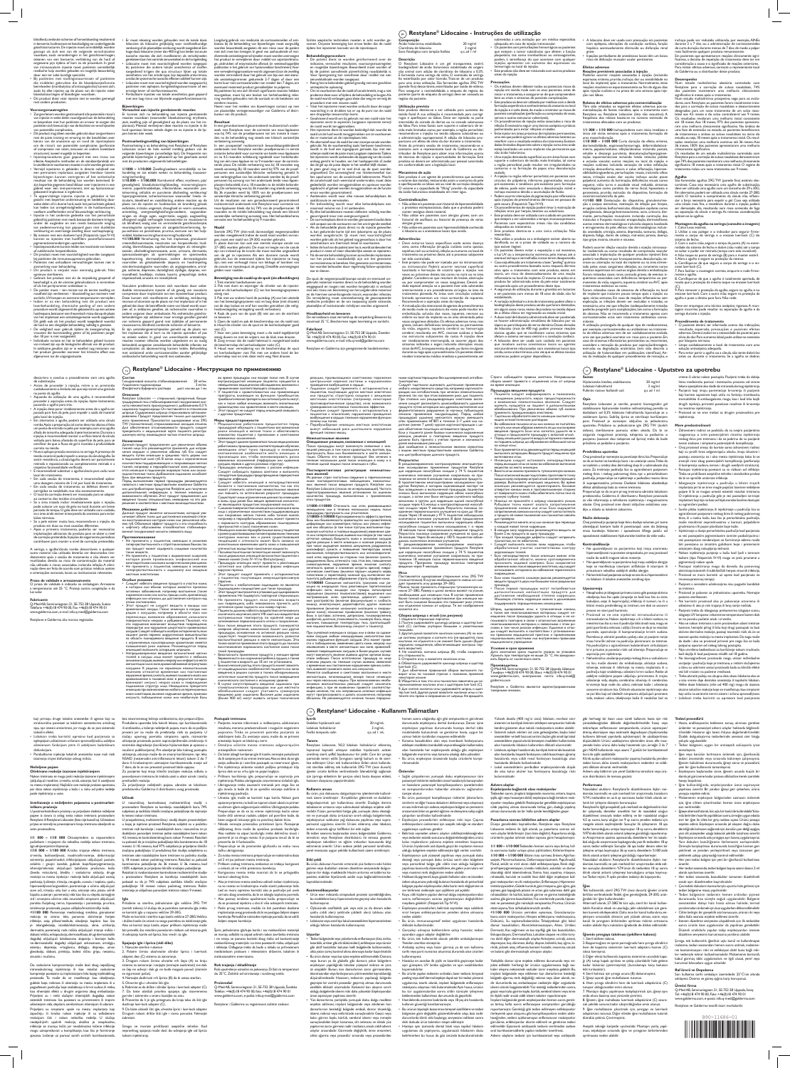# Restylane® Lidocaine - Instruções de utilização

# Restylane® Lidocaine - Инструкция по применению

# Restylane® Lidocaine - Upustvo za upotrebu

# Restylane® Lidocaine - Kullanım Talimatları